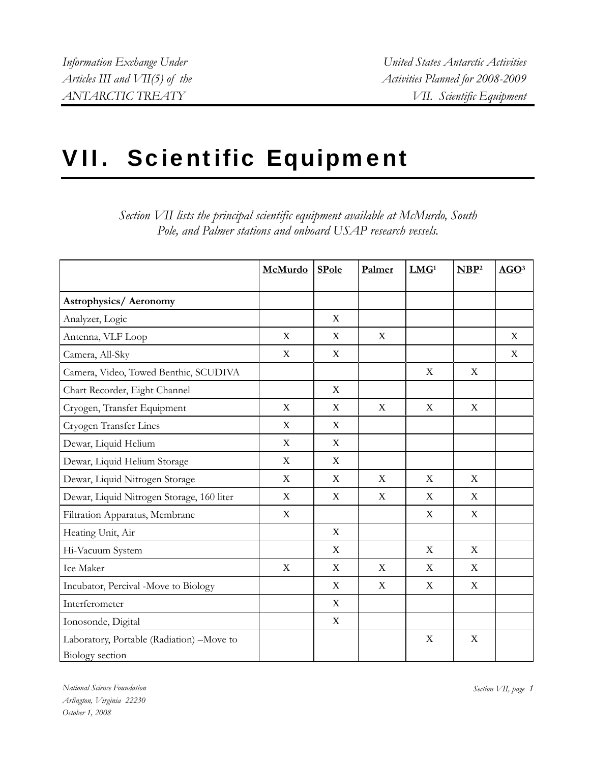# VII. Scientific Equipment

*Section VII lists the principal scientific equipment available at McMurdo, South Pole, and Palmer stations and onboard USAP research vessels.*

| | McMurdo | SPole | Palmer | LMG[1] | NBP[2] | AGO[3] |
|---|---|---|---|---|---|---|
| **Astrophysics/ Aeronomy** | | | | | | |
| Analyzer, Logic | | X | | | | |
| Antenna, VLF Loop | X | X | X | | | X |
| Camera, All-Sky | X | X | | | | X |
| Camera, Video, Towed Benthic, SCUDIVA | | | | X | X | |
| Chart Recorder, Eight Channel | | X | | | | |
| Cryogen, Transfer Equipment | X | X | X | X | X | |
| Cryogen Transfer Lines | X | X | | | | |
| Dewar, Liquid Helium | X | X | | | | |
| Dewar, Liquid Helium Storage | X | X | | | | |
| Dewar, Liquid Nitrogen Storage | X | X | X | X | X | |
| Dewar, Liquid Nitrogen Storage, 160 liter | X | X | X | X | X | |
| Filtration Apparatus, Membrane | X | | | X | X | |
| Heating Unit, Air | | X | | | | |
| Hi-Vacuum System | | X | | X | X | |
| Ice Maker | X | X | X | X | X | |
| Incubator, Percival -Move to Biology | | X | X | X | X | |
| Interferometer | | X | | | | |
| Ionosonde, Digital | | X | | | | |
| Laboratory, Portable (Radiation) –Move to Biology section | | | | X | X | |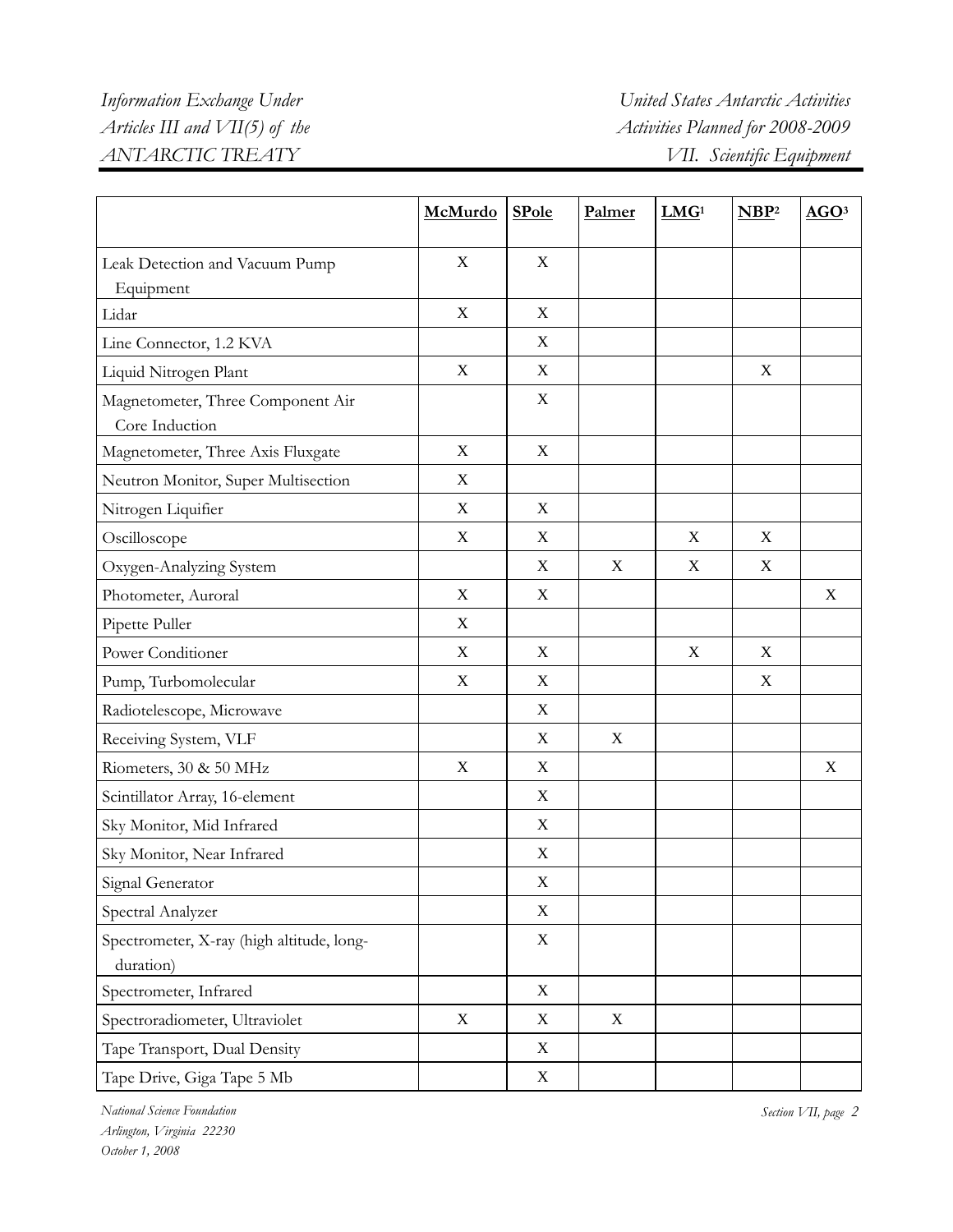| | McMurdo | SPole | Palmer | LMG[1] | NBP[2] | AGO[3] |
|---|---|---|---|---|---|---|
| Leak Detection and Vacuum Pump Equipment | X | X | | | | |
| Lidar | X | X | | | | |
| Line Connector, 1.2 KVA | | X | | | | |
| Liquid Nitrogen Plant | X | X | | | X | |
| Magnetometer, Three Component Air Core Induction | | X | | | | |
| Magnetometer, Three Axis Fluxgate | X | X | | | | |
| Neutron Monitor, Super Multisection | X | | | | | |
| Nitrogen Liquifier | X | X | | | | |
| Oscilloscope | X | X | | X | X | |
| Oxygen-Analyzing System | | X | X | X | X | |
| Photometer, Auroral | X | X | | | | X |
| Pipette Puller | X | | | | | |
| Power Conditioner | X | X | | X | X | |
| Pump, Turbomolecular | X | X | | | X | |
| Radiotelescope, Microwave | | X | | | | |
| Receiving System, VLF | | X | X | | | |
| Riometers, 30 & 50 MHz | X | X | | | | X |
| Scintillator Array, 16-element | | X | | | | |
| Sky Monitor, Mid Infrared | | X | | | | |
| Sky Monitor, Near Infrared | | X | | | | |
| Signal Generator | | X | | | | |
| Spectral Analyzer | | X | | | | |
| Spectrometer, X-ray (high altitude, long-duration) | | X | | | | |
| Spectrometer, Infrared | | X | | | | |
| Spectroradiometer, Ultraviolet | X | X | X | | | |
| Tape Transport, Dual Density | | X | | | | |
| Tape Drive, Giga Tape 5 Mb | | X | | | | |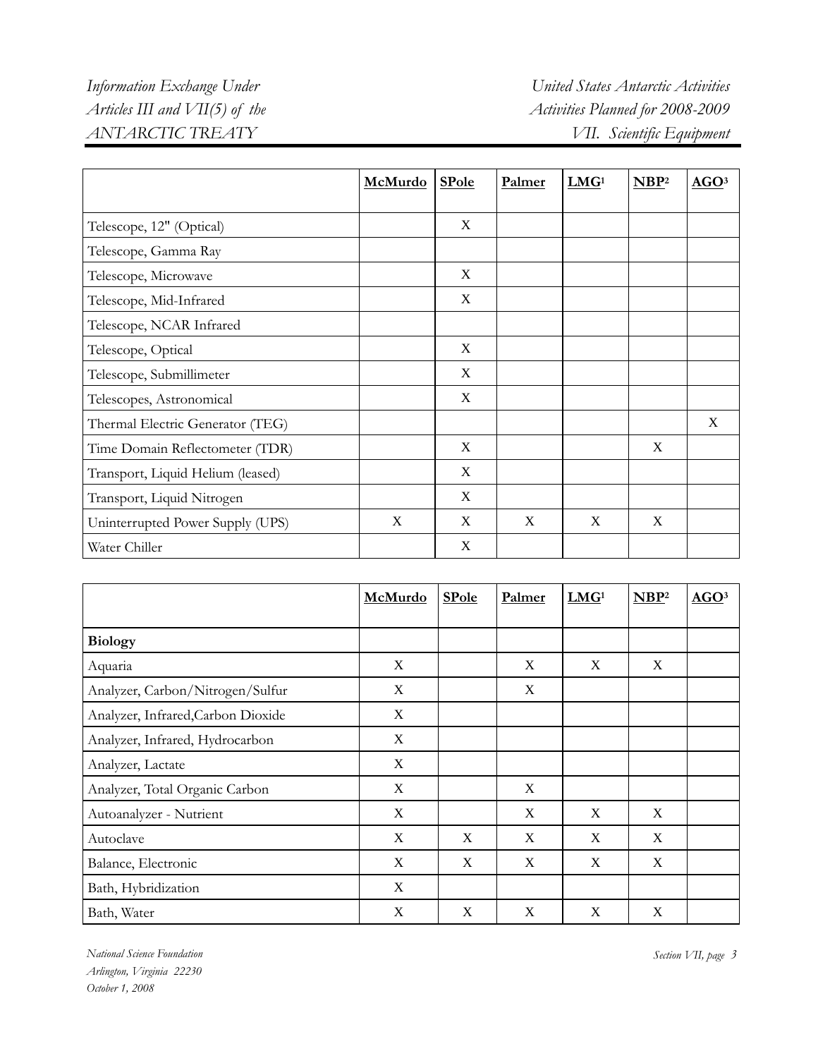| | McMurdo | SPole | Palmer | LMG[1] | NBP[2] | AGO[3] |
|---|---|---|---|---|---|---|
| Telescope, 12" (Optical) | | X | | | | |
| Telescope, Gamma Ray | | | | | | |
| Telescope, Microwave | | X | | | | |
| Telescope, Mid-Infrared | | X | | | | |
| Telescope, NCAR Infrared | | | | | | |
| Telescope, Optical | | X | | | | |
| Telescope, Submillimeter | | X | | | | |
| Telescopes, Astronomical | | X | | | | |
| Thermal Electric Generator (TEG) | | | | | | X |
| Time Domain Reflectometer (TDR) | | X | | | X | |
| Transport, Liquid Helium (leased) | | X | | | | |
| Transport, Liquid Nitrogen | | X | | | | |
| Uninterrupted Power Supply (UPS) | X | X | X | X | X | |
| Water Chiller | | X | | | | |

| | McMurdo | SPole | Palmer | LMG[1] | NBP[2] | AGO[3] |
|---|---|---|---|---|---|---|
| **Biology** | | | | | | |
| Aquaria | X | | X | X | X | |
| Analyzer, Carbon/Nitrogen/Sulfur | X | | X | | | |
| Analyzer, Infrared,Carbon Dioxide | X | | | | | |
| Analyzer, Infrared, Hydrocarbon | X | | | | | |
| Analyzer, Lactate | X | | | | | |
| Analyzer, Total Organic Carbon | X | | X | | | |
| Autoanalyzer - Nutrient | X | | X | X | X | |
| Autoclave | X | X | X | X | X | |
| Balance, Electronic | X | X | X | X | X | |
| Bath, Hybridization | X | | | | | |
| Bath, Water | X | X | X | X | X | |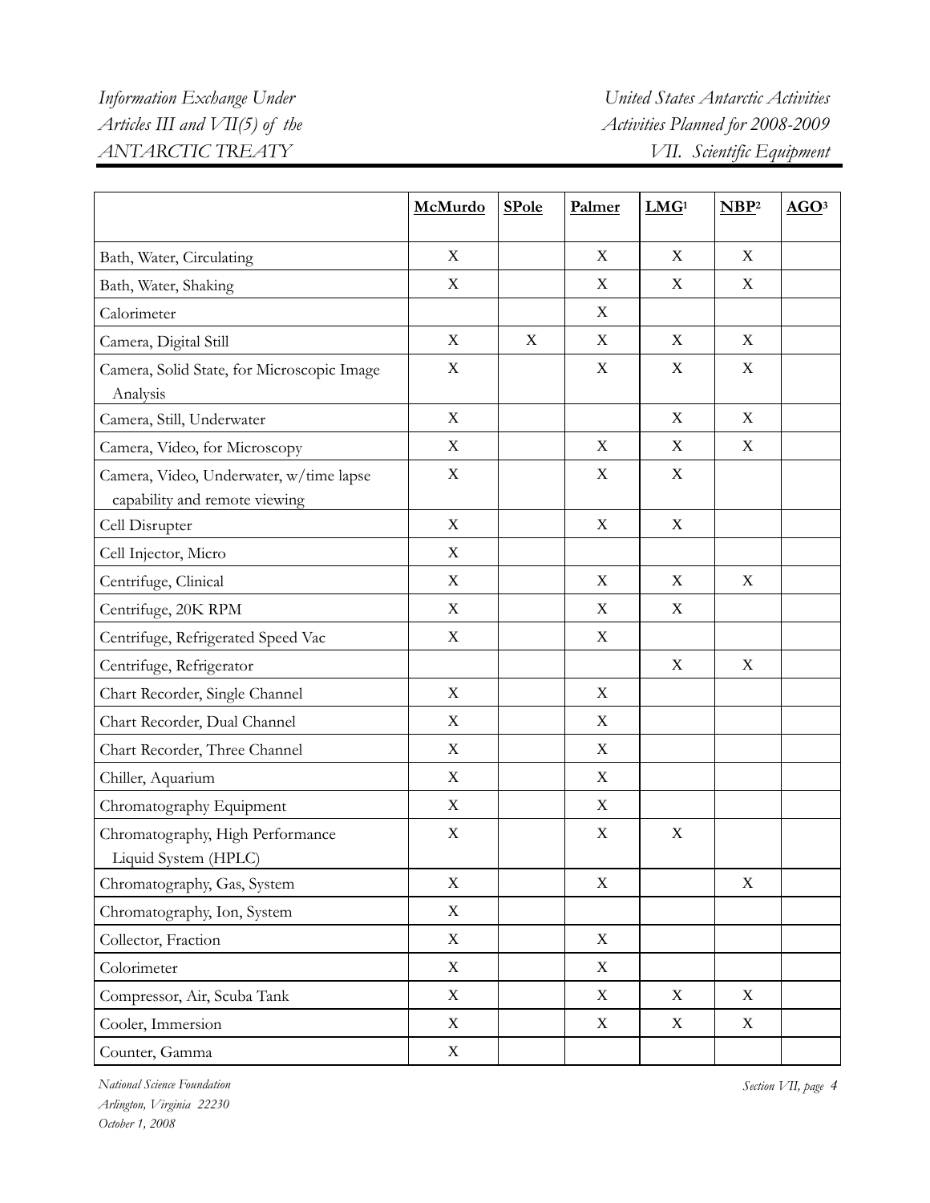| | McMurdo | SPole | Palmer | LMG[1] | NBP[2] | AGO[3] |
|---|---|---|---|---|---|---|
| Bath, Water, Circulating | X | | X | X | X | |
| Bath, Water, Shaking | X | | X | X | X | |
| Calorimeter | | | X | | | |
| Camera, Digital Still | X | X | X | X | X | |
| Camera, Solid State, for Microscopic Image Analysis | X | | X | X | X | |
| Camera, Still, Underwater | X | | | X | X | |
| Camera, Video, for Microscopy | X | | X | X | X | |
| Camera, Video, Underwater, w/time lapse capability and remote viewing | X | | X | X | | |
| Cell Disrupter | X | | X | X | | |
| Cell Injector, Micro | X | | | | | |
| Centrifuge, Clinical | X | | X | X | X | |
| Centrifuge, 20K RPM | X | | X | X | | |
| Centrifuge, Refrigerated Speed Vac | X | | X | | | |
| Centrifuge, Refrigerator | | | | X | X | |
| Chart Recorder, Single Channel | X | | X | | | |
| Chart Recorder, Dual Channel | X | | X | | | |
| Chart Recorder, Three Channel | X | | X | | | |
| Chiller, Aquarium | X | | X | | | |
| Chromatography Equipment | X | | X | | | |
| Chromatography, High Performance Liquid System (HPLC) | X | | X | X | | |
| Chromatography, Gas, System | X | | X | | X | |
| Chromatography, Ion, System | X | | | | | |
| Collector, Fraction | X | | X | | | |
| Colorimeter | X | | X | | | |
| Compressor, Air, Scuba Tank | X | | X | X | X | |
| Cooler, Immersion | X | | X | X | X | |
| Counter, Gamma | X | | | | | |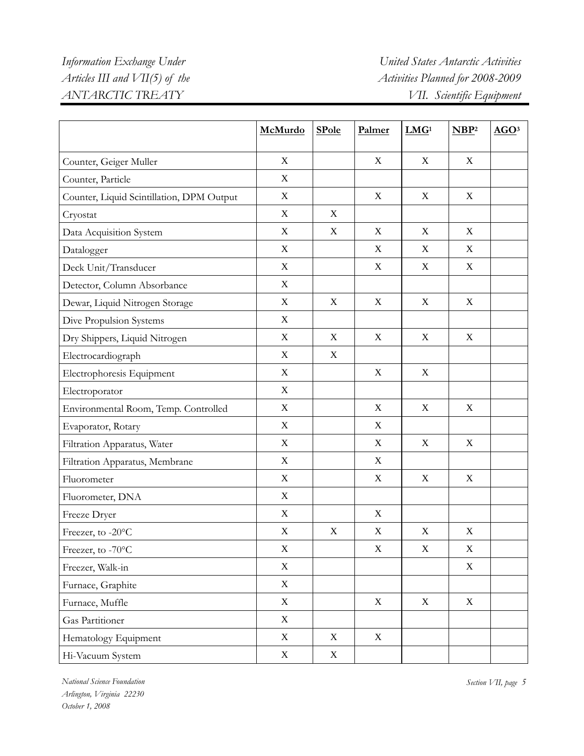| | McMurdo | SPole | Palmer | LMG[1] | NBP[2] | AGO[3] |
|---|---|---|---|---|---|---|
| Counter, Geiger Muller | X | | X | X | X | |
| Counter, Particle | X | | | | | |
| Counter, Liquid Scintillation, DPM Output | X | | X | X | X | |
| Cryostat | X | X | | | | |
| Data Acquisition System | X | X | X | X | X | |
| Datalogger | X | | X | X | X | |
| Deck Unit/Transducer | X | | X | X | X | |
| Detector, Column Absorbance | X | | | | | |
| Dewar, Liquid Nitrogen Storage | X | X | X | X | X | |
| Dive Propulsion Systems | X | | | | | |
| Dry Shippers, Liquid Nitrogen | X | X | X | X | X | |
| Electrocardiograph | X | X | | | | |
| Electrophoresis Equipment | X | | X | X | | |
| Electroporator | X | | | | | |
| Environmental Room, Temp. Controlled | X | | X | X | X | |
| Evaporator, Rotary | X | | X | | | |
| Filtration Apparatus, Water | X | | X | X | X | |
| Filtration Apparatus, Membrane | X | | X | | | |
| Fluorometer | X | | X | X | X | |
| Fluorometer, DNA | X | | | | | |
| Freeze Dryer | X | | X | | | |
| Freezer, to -20°C | X | X | X | X | X | |
| Freezer, to -70°C | X | | X | X | X | |
| Freezer, Walk-in | X | | | | X | |
| Furnace, Graphite | X | | | | | |
| Furnace, Muffle | X | | X | X | X | |
| Gas Partitioner | X | | | | | |
| Hematology Equipment | X | X | X | | | |
| Hi-Vacuum System | X | X | | | | |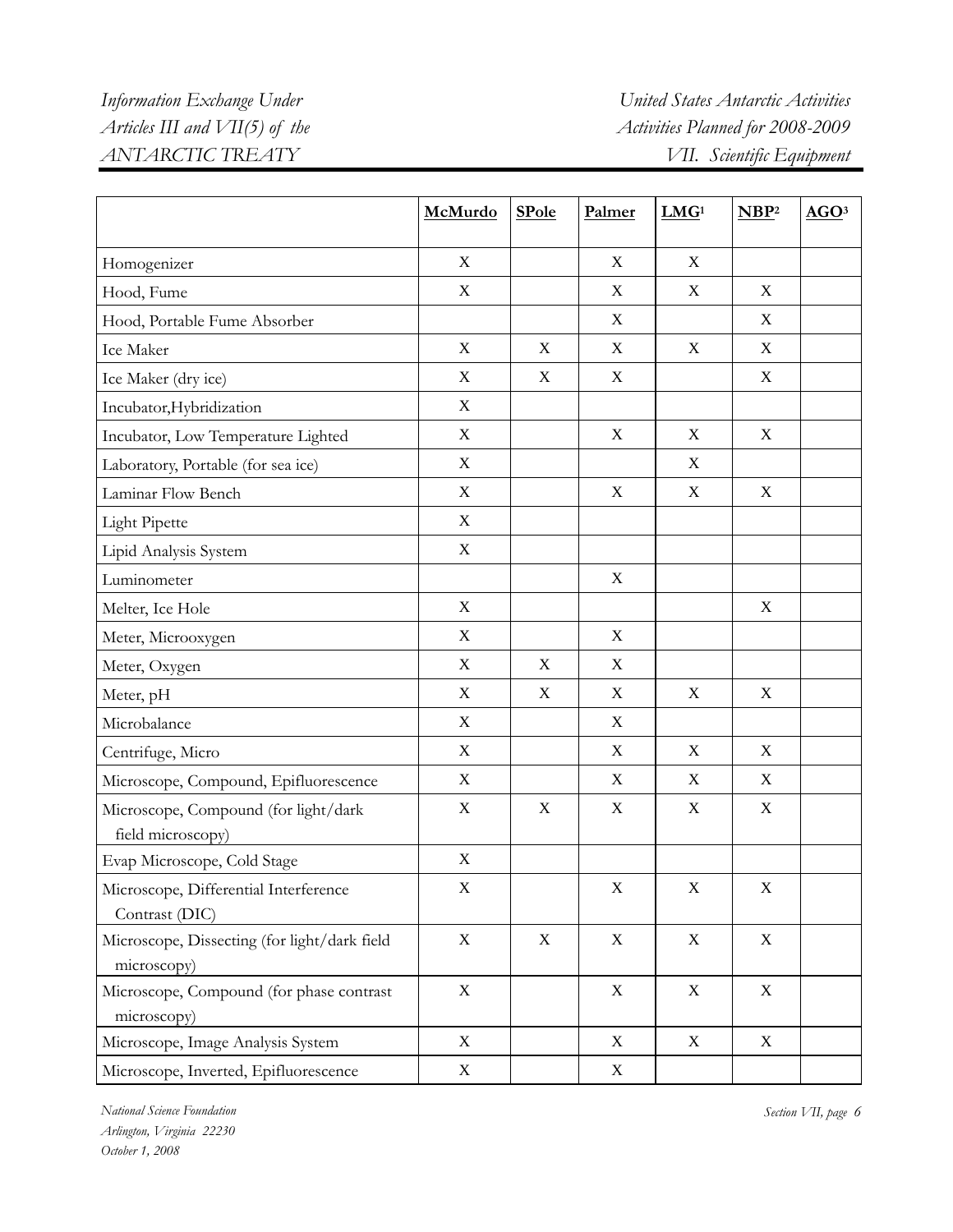| | McMurdo | SPole | Palmer | LMG[1] | NBP[2] | AGO[3] |
|---|---|---|---|---|---|---|
| Homogenizer | X | | X | X | | |
| Hood, Fume | X | | X | X | X | |
| Hood, Portable Fume Absorber | | | X | | X | |
| Ice Maker | X | X | X | X | X | |
| Ice Maker (dry ice) | X | X | X | | X | |
| Incubator,Hybridization | X | | | | | |
| Incubator, Low Temperature Lighted | X | | X | X | X | |
| Laboratory, Portable (for sea ice) | X | | | X | | |
| Laminar Flow Bench | X | | X | X | X | |
| Light Pipette | X | | | | | |
| Lipid Analysis System | X | | | | | |
| Luminometer | | | X | | | |
| Melter, Ice Hole | X | | | | X | |
| Meter, Microoxygen | X | | X | | | |
| Meter, Oxygen | X | X | X | | | |
| Meter, pH | X | X | X | X | X | |
| Microbalance | X | | X | | | |
| Centrifuge, Micro | X | | X | X | X | |
| Microscope, Compound, Epifluorescence | X | | X | X | X | |
| Microscope, Compound (for light/dark field microscopy) | X | X | X | X | X | |
| Evap Microscope, Cold Stage | X | | | | | |
| Microscope, Differential Interference Contrast (DIC) | X | | X | X | X | |
| Microscope, Dissecting (for light/dark field microscopy) | X | X | X | X | X | |
| Microscope, Compound (for phase contrast microscopy) | X | | X | X | X | |
| Microscope, Image Analysis System | X | | X | X | X | |
| Microscope, Inverted, Epifluorescence | X | | X | | | |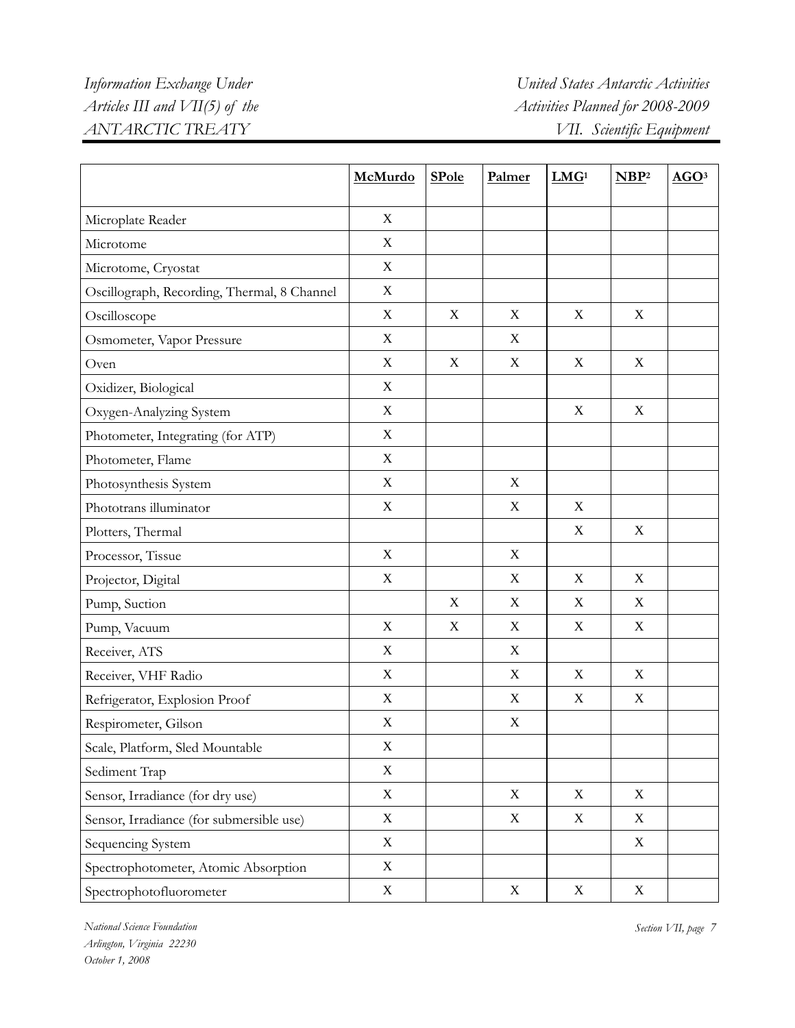| | McMurdo | SPole | Palmer | LMG[1] | NBP[2] | AGO[3] |
|---|---|---|---|---|---|---|
| Microplate Reader | X | | | | | |
| Microtome | X | | | | | |
| Microtome, Cryostat | X | | | | | |
| Oscillograph, Recording, Thermal, 8 Channel | X | | | | | |
| Oscilloscope | X | X | X | X | X | |
| Osmometer, Vapor Pressure | X | | X | | | |
| Oven | X | X | X | X | X | |
| Oxidizer, Biological | X | | | | | |
| Oxygen-Analyzing System | X | | | X | X | |
| Photometer, Integrating (for ATP) | X | | | | | |
| Photometer, Flame | X | | | | | |
| Photosynthesis System | X | | X | | | |
| Phototrans illuminator | X | | X | X | | |
| Plotters, Thermal | | | | X | X | |
| Processor, Tissue | X | | X | | | |
| Projector, Digital | X | | X | X | X | |
| Pump, Suction | | X | X | X | X | |
| Pump, Vacuum | X | X | X | X | X | |
| Receiver, ATS | X | | X | | | |
| Receiver, VHF Radio | X | | X | X | X | |
| Refrigerator, Explosion Proof | X | | X | X | X | |
| Respirometer, Gilson | X | | X | | | |
| Scale, Platform, Sled Mountable | X | | | | | |
| Sediment Trap | X | | | | | |
| Sensor, Irradiance (for dry use) | X | | X | X | X | |
| Sensor, Irradiance (for submersible use) | X | | X | X | X | |
| Sequencing System | X | | | | X | |
| Spectrophotometer, Atomic Absorption | X | | | | | |
| Spectrophotofluorometer | X | | X | X | X | |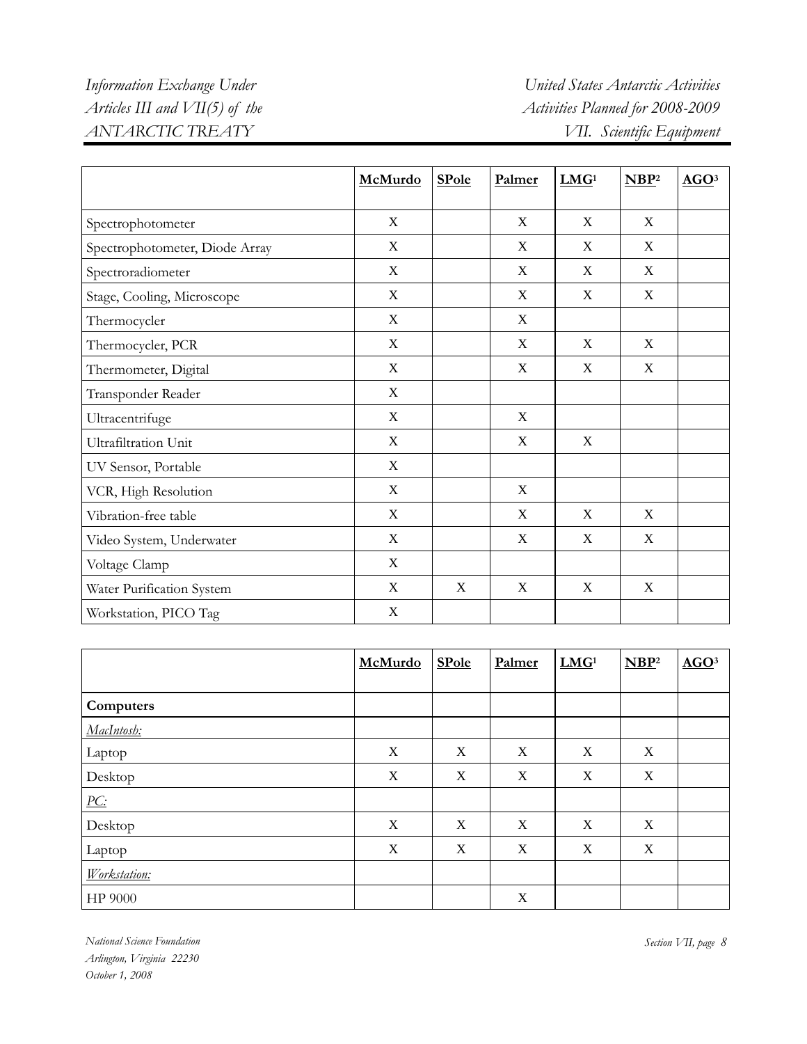| | **McMurdo** | **SPole** | **Palmer** | **LMG**[1] | **NBP**[2] | **AGO**[3] |
|---|---|---|---|---|---|---|
| Spectrophotometer | X | | X | X | X | |
| Spectrophotometer, Diode Array | X | | X | X | X | |
| Spectroradiometer | X | | X | X | X | |
| Stage, Cooling, Microscope | X | | X | X | X | |
| Thermocycler | X | | X | | | |
| Thermocycler, PCR | X | | X | X | X | |
| Thermometer, Digital | X | | X | X | X | |
| Transponder Reader | X | | | | | |
| Ultracentrifuge | X | | X | | | |
| Ultrafiltration Unit | X | | X | X | | |
| UV Sensor, Portable | X | | | | | |
| VCR, High Resolution | X | | X | | | |
| Vibration-free table | X | | X | X | X | |
| Video System, Underwater | X | | X | X | X | |
| Voltage Clamp | X | | | | | |
| Water Purification System | X | X | X | X | X | |
| Workstation, PICO Tag | X | | | | | |

| | **McMurdo** | **SPole** | **Palmer** | **LMG**[1] | **NBP**[2] | **AGO**[3] |
|---|---|---|---|---|---|---|
| **Computers** | | | | | | |
| *MacIntosh:* | | | | | | |
| Laptop | X | X | X | X | X | |
| Desktop | X | X | X | X | X | |
| *PC:* | | | | | | |
| Desktop | X | X | X | X | X | |
| Laptop | X | X | X | X | X | |
| *Workstation:* | | | | | | |
| HP 9000 | | | X | | | |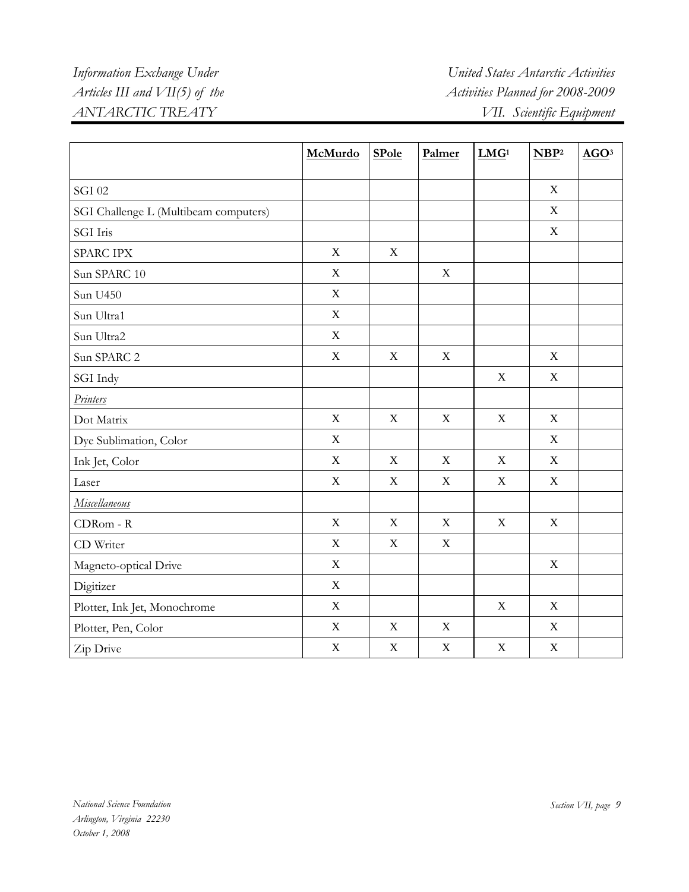| | **McMurdo** | **SPole** | **Palmer** | **LMG**[1] | **NBP**[2] | **AGO**[3] |
|---|---|---|---|---|---|---|
| SGI 02 | | | | | X | |
| SGI Challenge L (Multibeam computers) | | | | | X | |
| SGI Iris | | | | | X | |
| SPARC IPX | X | X | | | | |
| Sun SPARC 10 | X | | X | | | |
| Sun U450 | X | | | | | |
| Sun Ultra1 | X | | | | | |
| Sun Ultra2 | X | | | | | |
| Sun SPARC 2 | X | X | X | | X | |
| SGI Indy | | | | X | X | |
| *Printers* | | | | | | |
| Dot Matrix | X | X | X | X | X | |
| Dye Sublimation, Color | X | | | | X | |
| Ink Jet, Color | X | X | X | X | X | |
| Laser | X | X | X | X | X | |
| *Miscellaneous* | | | | | | |
| CDRom - R | X | X | X | X | X | |
| CD Writer | X | X | X | | | |
| Magneto-optical Drive | X | | | | X | |
| Digitizer | X | | | | | |
| Plotter, Ink Jet, Monochrome | X | | | X | X | |
| Plotter, Pen, Color | X | X | X | | X | |
| Zip Drive | X | X | X | X | X | |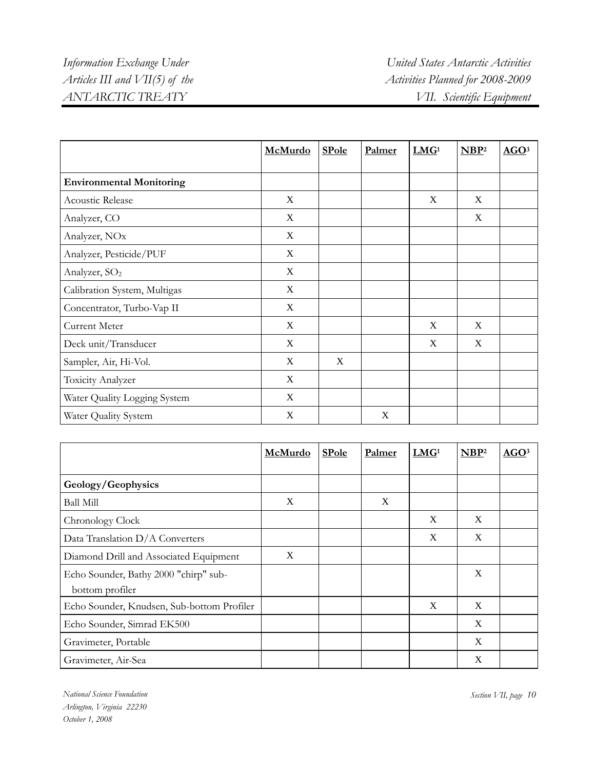| | McMurdo | SPole | Palmer | LMG[1] | NBP[2] | AGO[3] |
|---|---|---|---|---|---|---|
| **Environmental Monitoring** | | | | | | |
| Acoustic Release | X | | | X | X | |
| Analyzer, CO | X | | | | X | |
| Analyzer, NOx | X | | | | | |
| Analyzer, Pesticide/PUF | X | | | | | |
| Analyzer, $SO_2$ | X | | | | | |
| Calibration System, Multigas | X | | | | | |
| Concentrator, Turbo-Vap II | X | | | | | |
| Current Meter | X | | | X | X | |
| Deck unit/Transducer | X | | | X | X | |
| Sampler, Air, Hi-Vol. | X | X | | | | |
| Toxicity Analyzer | X | | | | | |
| Water Quality Logging System | X | | | | | |
| Water Quality System | X | | X | | | |

| | McMurdo | SPole | Palmer | LMG[1] | NBP[2] | AGO[3] |
|---|---|---|---|---|---|---|
| **Geology/Geophysics** | | | | | | |
| Ball Mill | X | | X | | | |
| Chronology Clock | | | | X | X | |
| Data Translation D/A Converters | | | | X | X | |
| Diamond Drill and Associated Equipment | X | | | | | |
| Echo Sounder, Bathy 2000 "chirp" sub-bottom profiler | | | | | X | |
| Echo Sounder, Knudsen, Sub-bottom Profiler | | | | X | X | |
| Echo Sounder, Simrad EK500 | | | | | X | |
| Gravimeter, Portable | | | | | X | |
| Gravimeter, Air-Sea | | | | | X | |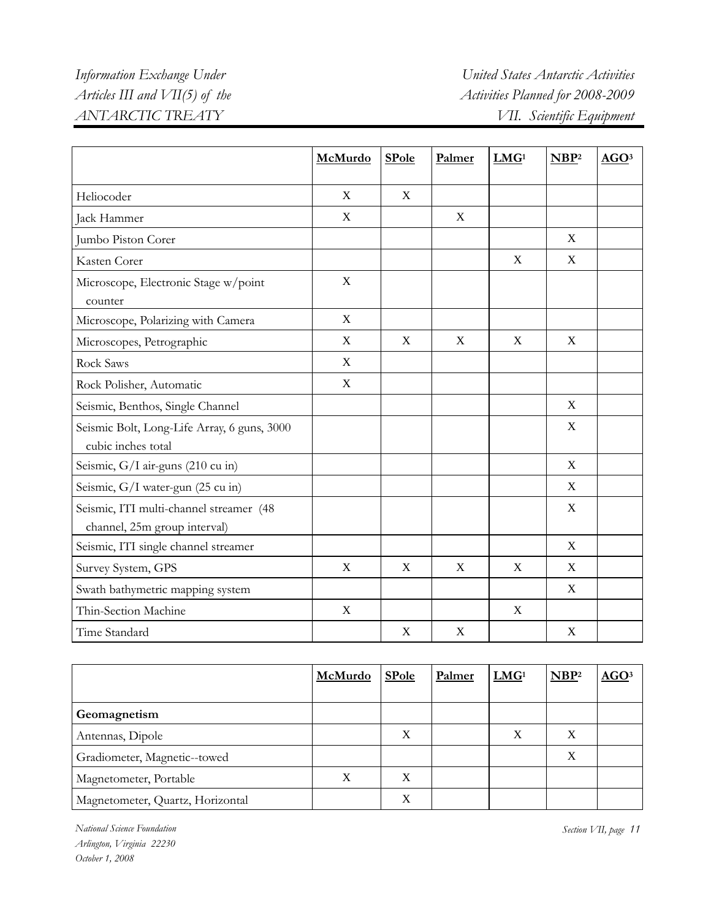| | McMurdo | SPole | Palmer | LMG[1] | NBP[2] | AGO[3] |
|---|---|---|---|---|---|---|
| Heliocoder | X | X | | | | |
| Jack Hammer | X | | X | | | |
| Jumbo Piston Corer | | | | | X | |
| Kasten Corer | | | | X | X | |
| Microscope, Electronic Stage w/point counter | X | | | | | |
| Microscope, Polarizing with Camera | X | | | | | |
| Microscopes, Petrographic | X | X | X | X | X | |
| Rock Saws | X | | | | | |
| Rock Polisher, Automatic | X | | | | | |
| Seismic, Benthos, Single Channel | | | | | X | |
| Seismic Bolt, Long-Life Array, 6 guns, 3000 cubic inches total | | | | | X | |
| Seismic, G/I air-guns (210 cu in) | | | | | X | |
| Seismic, G/I water-gun (25 cu in) | | | | | X | |
| Seismic, ITI multi-channel streamer (48 channel, 25m group interval) | | | | | X | |
| Seismic, ITI single channel streamer | | | | | X | |
| Survey System, GPS | X | X | X | X | X | |
| Swath bathymetric mapping system | | | | | X | |
| Thin-Section Machine | X | | | X | | |
| Time Standard | | X | X | | X | |

| | McMurdo | SPole | Palmer | LMG[1] | NBP[2] | AGO[3] |
|---|---|---|---|---|---|---|
| **Geomagnetism** | | | | | | |
| Antennas, Dipole | | X | | X | X | |
| Gradiometer, Magnetic--towed | | | | | X | |
| Magnetometer, Portable | X | X | | | | |
| Magnetometer, Quartz, Horizontal | | X | | | | |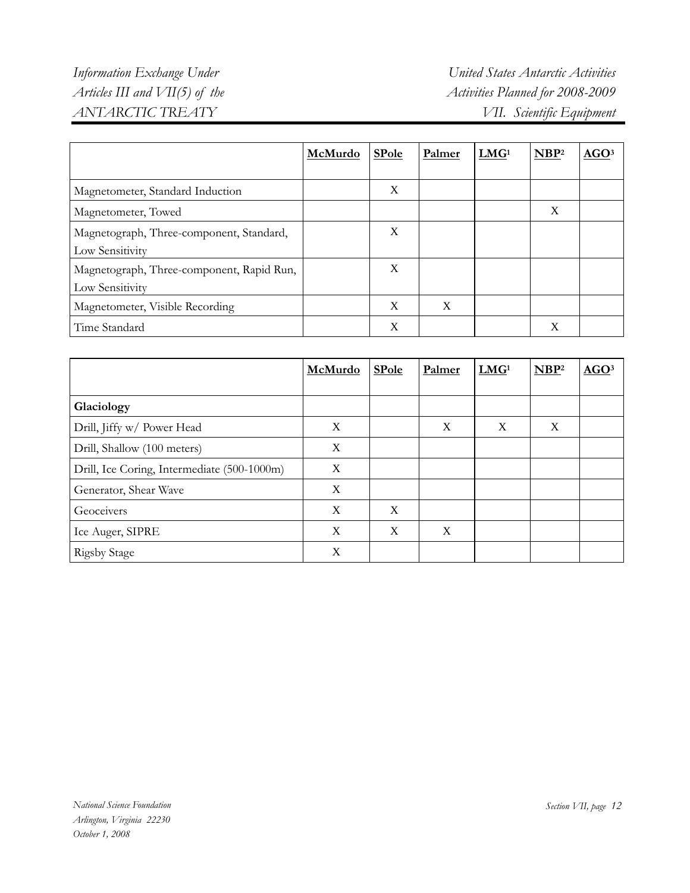| | McMurdo | SPole | Palmer | LMG[1] | NBP[2] | AGO[3] |
|---|---|---|---|---|---|---|
| Magnetometer, Standard Induction | | X | | | | |
| Magnetometer, Towed | | | | | X | |
| Magnetograph, Three-component, Standard, Low Sensitivity | | X | | | | |
| Magnetograph, Three-component, Rapid Run, Low Sensitivity | | X | | | | |
| Magnetometer, Visible Recording | | X | X | | | |
| Time Standard | | X | | | X | |

| | McMurdo | SPole | Palmer | LMG[1] | NBP[2] | AGO[3] |
|---|---|---|---|---|---|---|
| **Glaciology** | | | | | | |
| Drill, Jiffy w/ Power Head | X | | X | X | X | |
| Drill, Shallow (100 meters) | X | | | | | |
| Drill, Ice Coring, Intermediate (500-1000m) | X | | | | | |
| Generator, Shear Wave | X | | | | | |
| Geoceivers | X | X | | | | |
| Ice Auger, SIPRE | X | X | X | | | |
| Rigsby Stage | X | | | | | |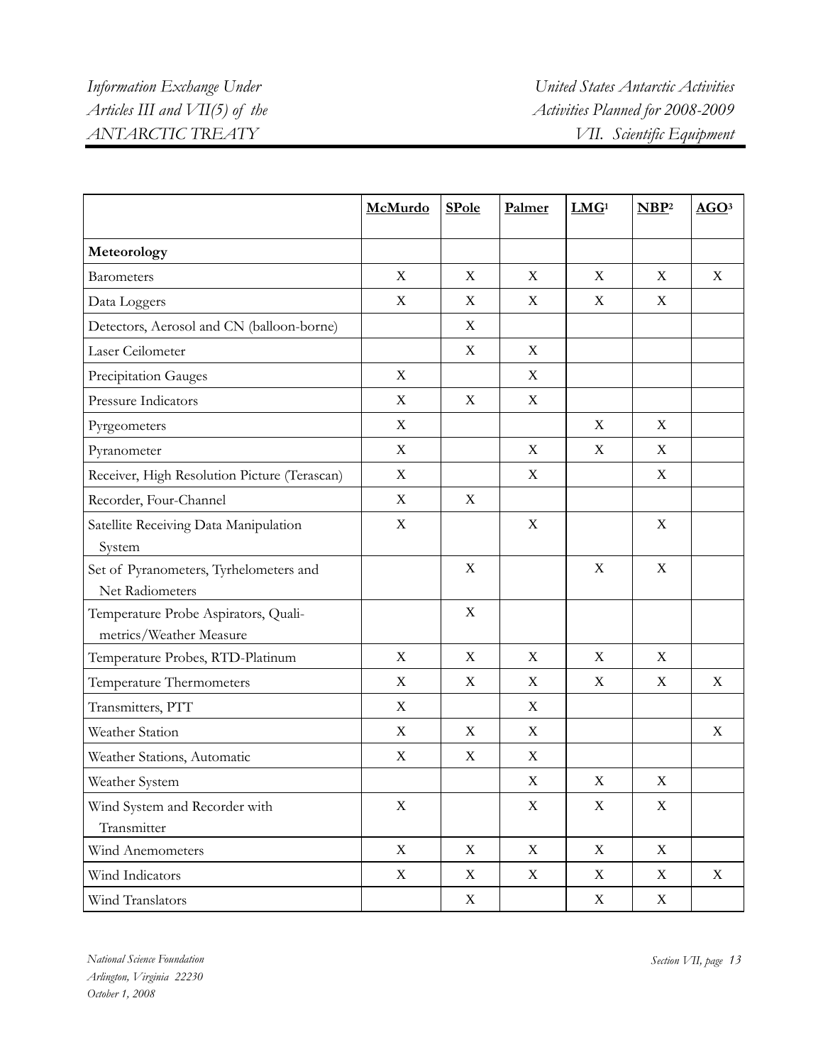| | McMurdo | SPole | Palmer | LMG[1] | NBP[2] | AGO[3] |
|---|---|---|---|---|---|---|
| **Meteorology** | | | | | | |
| Barometers | X | X | X | X | X | X |
| Data Loggers | X | X | X | X | X | |
| Detectors, Aerosol and CN (balloon-borne) | | X | | | | |
| Laser Ceilometer | | X | X | | | |
| Precipitation Gauges | X | | X | | | |
| Pressure Indicators | X | X | X | | | |
| Pyrgeometers | X | | | X | X | |
| Pyranometer | X | | X | X | X | |
| Receiver, High Resolution Picture (Terascan) | X | | X | | X | |
| Recorder, Four-Channel | X | X | | | | |
| Satellite Receiving Data Manipulation System | X | | X | | X | |
| Set of Pyranometers, Tyrhelometers and Net Radiometers | | X | | X | X | |
| Temperature Probe Aspirators, Quali-metrics/Weather Measure | | X | | | | |
| Temperature Probes, RTD-Platinum | X | X | X | X | X | |
| Temperature Thermometers | X | X | X | X | X | X |
| Transmitters, PTT | X | | X | | | |
| Weather Station | X | X | X | | | X |
| Weather Stations, Automatic | X | X | X | | | |
| Weather System | | | X | X | X | |
| Wind System and Recorder with Transmitter | X | | X | X | X | |
| Wind Anemometers | X | X | X | X | X | |
| Wind Indicators | X | X | X | X | X | X |
| Wind Translators | | X | | X | X | |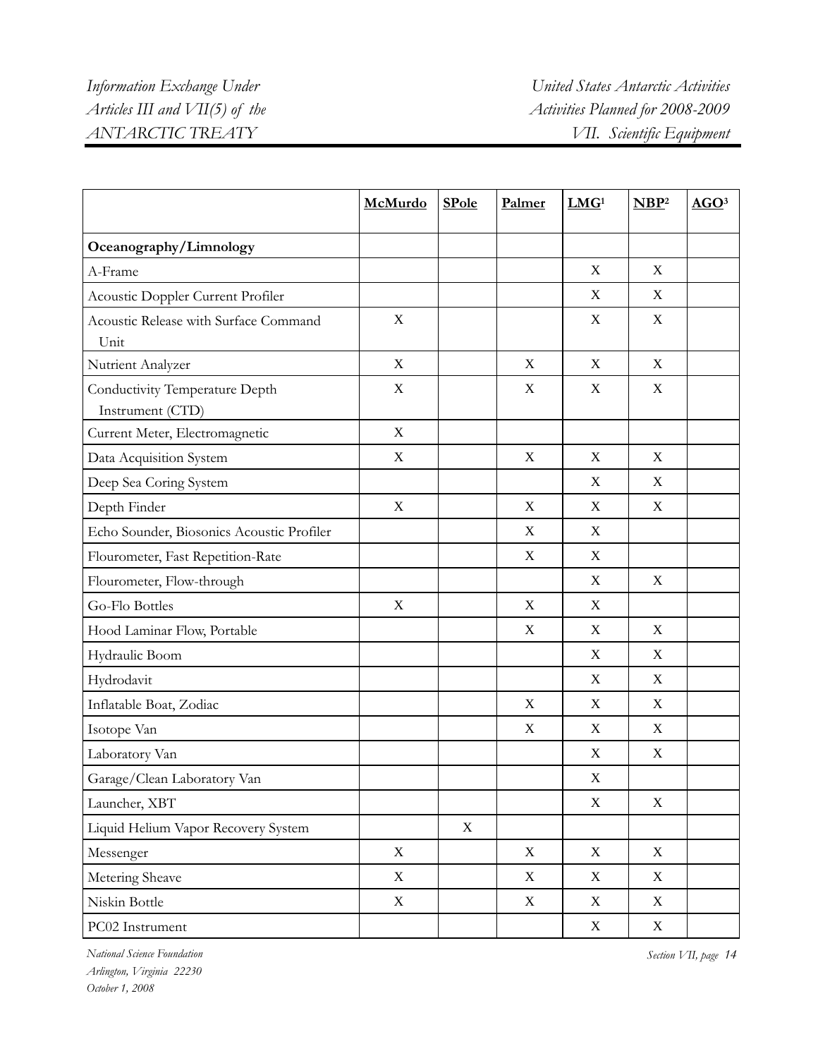| | McMurdo | SPole | Palmer | LMG[1] | NBP[2] | AGO[3] |
|---|---|---|---|---|---|---|
| **Oceanography/Limnology** | | | | | | |
| A-Frame | | | | X | X | |
| Acoustic Doppler Current Profiler | | | | X | X | |
| Acoustic Release with Surface Command Unit | X | | | X | X | |
| Nutrient Analyzer | X | | X | X | X | |
| Conductivity Temperature Depth Instrument (CTD) | X | | X | X | X | |
| Current Meter, Electromagnetic | X | | | | | |
| Data Acquisition System | X | | X | X | X | |
| Deep Sea Coring System | | | | X | X | |
| Depth Finder | X | | X | X | X | |
| Echo Sounder, Biosonics Acoustic Profiler | | | X | X | | |
| Flourometer, Fast Repetition-Rate | | | X | X | | |
| Flourometer, Flow-through | | | | X | X | |
| Go-Flo Bottles | X | | X | X | | |
| Hood Laminar Flow, Portable | | | X | X | X | |
| Hydraulic Boom | | | | X | X | |
| Hydrodavit | | | | X | X | |
| Inflatable Boat, Zodiac | | | X | X | X | |
| Isotope Van | | | X | X | X | |
| Laboratory Van | | | | X | X | |
| Garage/Clean Laboratory Van | | | | X | | |
| Launcher, XBT | | | | X | X | |
| Liquid Helium Vapor Recovery System | | X | | | | |
| Messenger | X | | X | X | X | |
| Metering Sheave | X | | X | X | X | |
| Niskin Bottle | X | | X | X | X | |
| PC02 Instrument | | | | X | X | |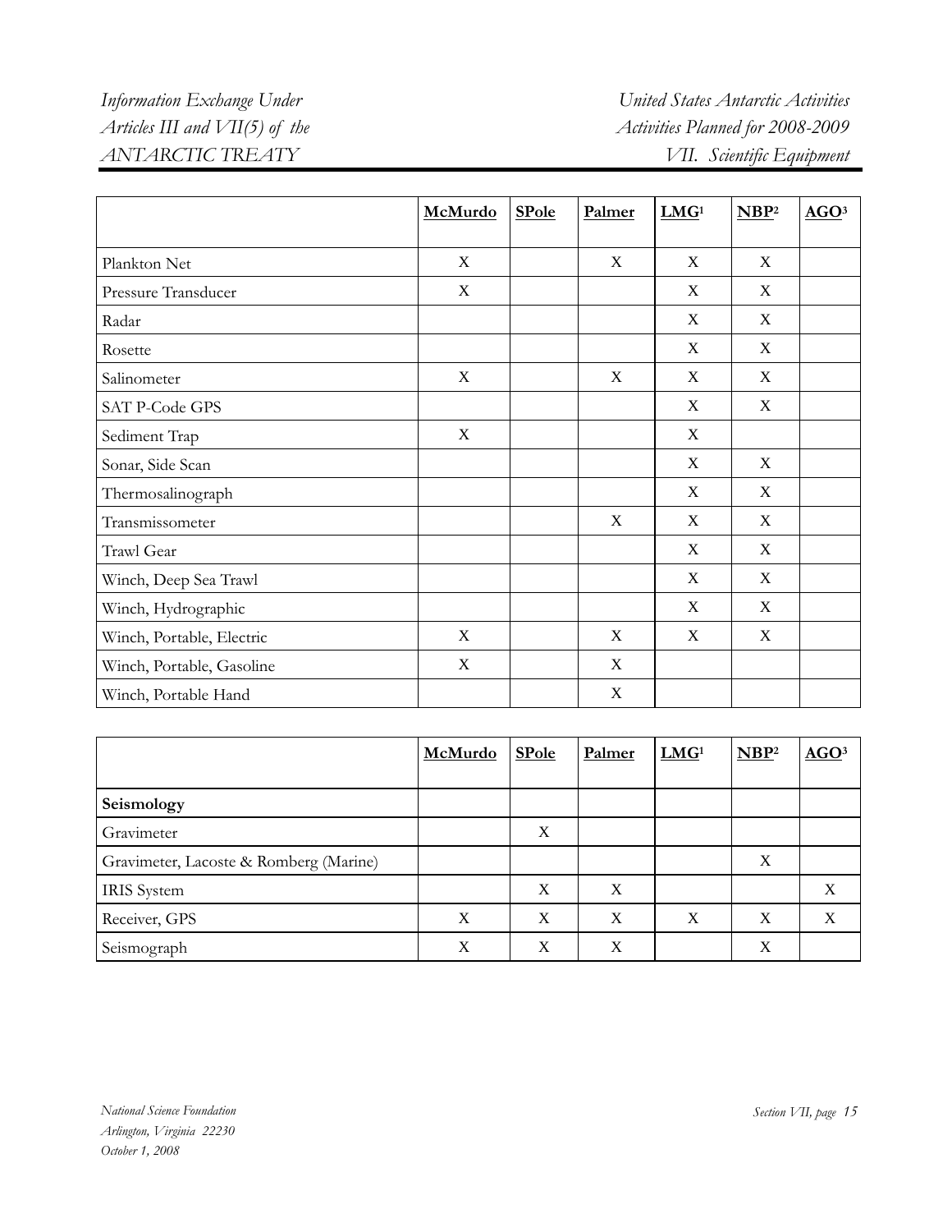| | McMurdo | SPole | Palmer | LMG[1] | NBP[2] | AGO[3] |
|---|---|---|---|---|---|---|
| Plankton Net | X | | X | X | X | |
| Pressure Transducer | X | | | X | X | |
| Radar | | | | X | X | |
| Rosette | | | | X | X | |
| Salinometer | X | | X | X | X | |
| SAT P-Code GPS | | | | X | X | |
| Sediment Trap | X | | | X | | |
| Sonar, Side Scan | | | | X | X | |
| Thermosalinograph | | | | X | X | |
| Transmissometer | | | X | X | X | |
| Trawl Gear | | | | X | X | |
| Winch, Deep Sea Trawl | | | | X | X | |
| Winch, Hydrographic | | | | X | X | |
| Winch, Portable, Electric | X | | X | X | X | |
| Winch, Portable, Gasoline | X | | X | | | |
| Winch, Portable Hand | | | X | | | |

| | McMurdo | SPole | Palmer | LMG[1] | NBP[2] | AGO[3] |
|---|---|---|---|---|---|---|
| **Seismology** | | | | | | |
| Gravimeter | | X | | | | |
| Gravimeter, Lacoste & Romberg (Marine) | | | | | X | |
| IRIS System | | X | X | | | X |
| Receiver, GPS | X | X | X | X | X | X |
| Seismograph | X | X | X | | X | |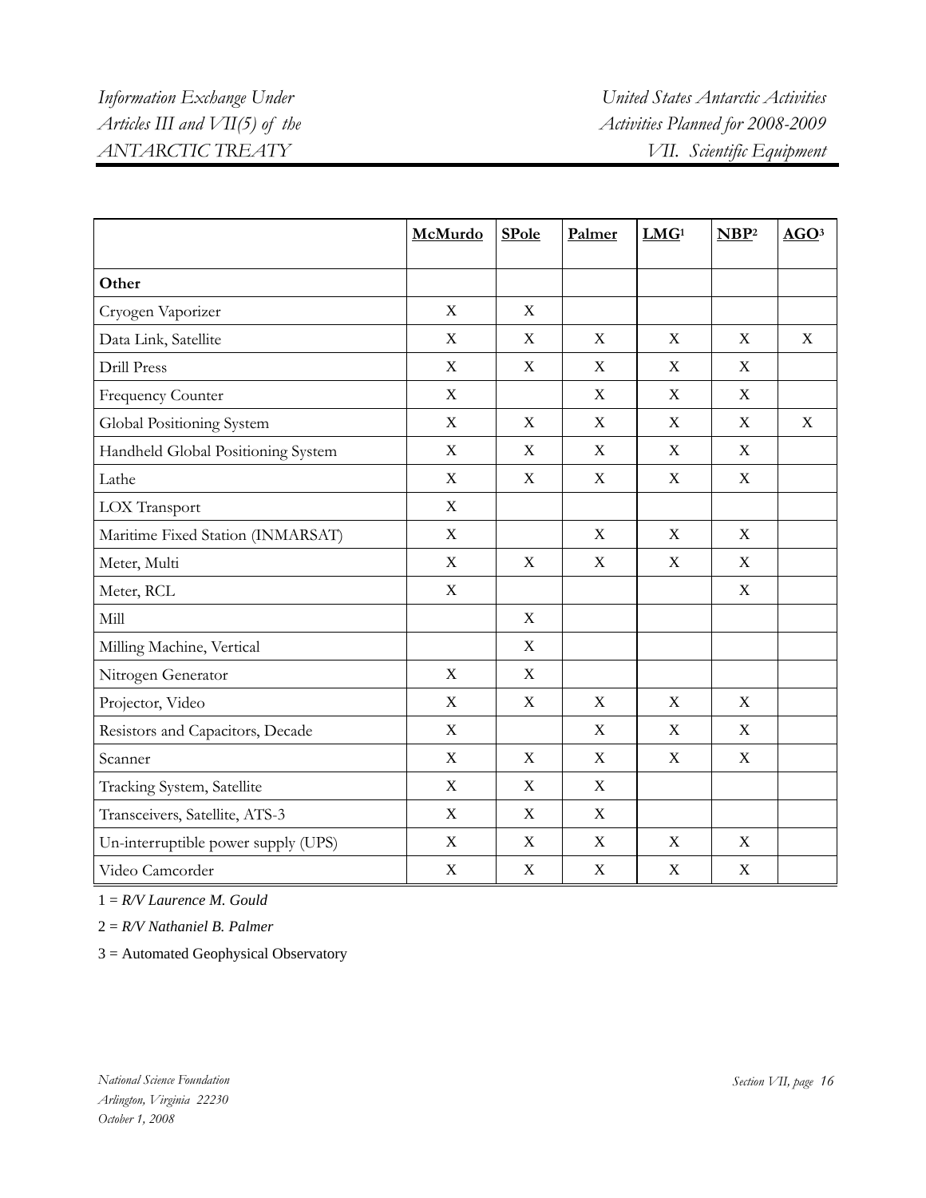| | McMurdo | SPole | Palmer | LMG[1] | NBP[2] | AGO[3] |
|---|---|---|---|---|---|---|
| **Other** | | | | | | |
| Cryogen Vaporizer | X | X | | | | |
| Data Link, Satellite | X | X | X | X | X | X |
| Drill Press | X | X | X | X | X | |
| Frequency Counter | X | | X | X | X | |
| Global Positioning System | X | X | X | X | X | X |
| Handheld Global Positioning System | X | X | X | X | X | |
| Lathe | X | X | X | X | X | |
| LOX Transport | X | | | | | |
| Maritime Fixed Station (INMARSAT) | X | | X | X | X | |
| Meter, Multi | X | X | X | X | X | |
| Meter, RCL | X | | | | X | |
| Mill | | X | | | | |
| Milling Machine, Vertical | | X | | | | |
| Nitrogen Generator | X | X | | | | |
| Projector, Video | X | X | X | X | X | |
| Resistors and Capacitors, Decade | X | | X | X | X | |
| Scanner | X | X | X | X | X | |
| Tracking System, Satellite | X | X | X | | | |
| Transceivers, Satellite, ATS-3 | X | X | X | | | |
| Un-interruptible power supply (UPS) | X | X | X | X | X | |
| Video Camcorder | X | X | X | X | X | |

1 = *R/V Laurence M. Gould*

2 = *R/V Nathaniel B. Palmer*

3 = Automated Geophysical Observatory